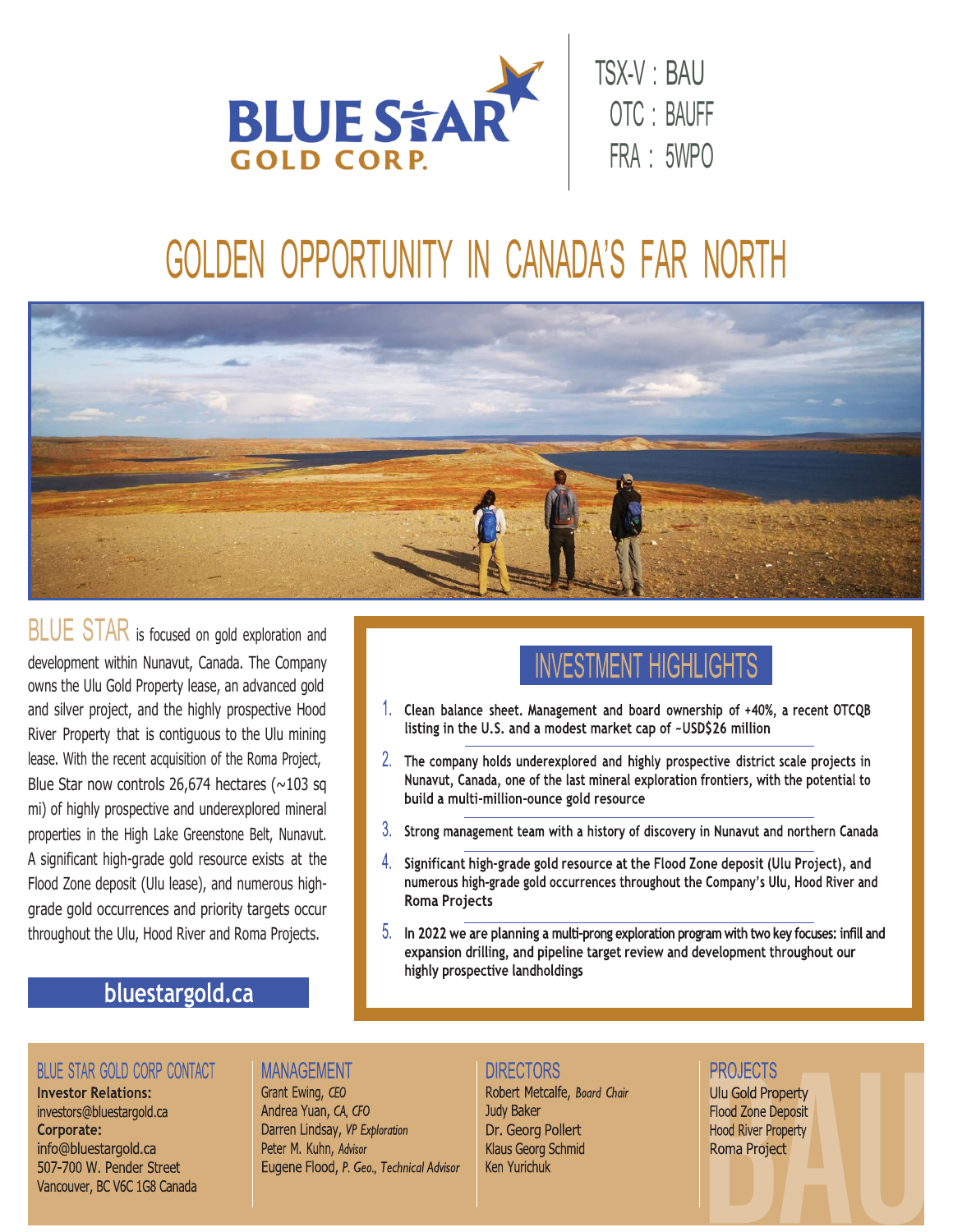# BLUE STAR GOLD CORP.

TSX-V : BAU
OTC : BAUFF
FRA : 5WPO

# GOLDEN OPPORTUNITY IN CANADA'S FAR NORTH

BLUE STAR is focused on gold exploration and development within Nunavut, Canada. The Company owns the Ulu Gold Property lease, an advanced gold and silver project, and the highly prospective Hood River Property that is contiguous to the Ulu mining lease. With the recent acquisition of the Roma Project, Blue Star now controls 26,674 hectares (~103 sq mi) of highly prospective and underexplored mineral properties in the High Lake Greenstone Belt, Nunavut. A significant high-grade gold resource exists at the Flood Zone deposit (Ulu lease), and numerous high-grade gold occurrences and priority targets occur throughout the Ulu, Hood River and Roma Projects.

**bluestargold.ca**

## INVESTMENT HIGHLIGHTS

1. Clean balance sheet. Management and board ownership of +40%, a recent OTCQB listing in the U.S. and a modest market cap of ~USD$26 million
2. The company holds underexplored and highly prospective district scale projects in Nunavut, Canada, one of the last mineral exploration frontiers, with the potential to build a multi-million-ounce gold resource
3. Strong management team with a history of discovery in Nunavut and northern Canada
4. Significant high-grade gold resource at the Flood Zone deposit (Ulu Project), and numerous high-grade gold occurrences throughout the Company's Ulu, Hood River and Roma Projects
5. In 2022 we are planning a multi-prong exploration program with two key focuses: infill and expansion drilling, and pipeline target review and development throughout our highly prospective landholdings

### BLUE STAR GOLD CORP CONTACT

**Investor Relations:**
investors@bluestargold.ca
**Corporate:**
info@bluestargold.ca
507-700 W. Pender Street
Vancouver, BC V6C 1G8 Canada

### MANAGEMENT

Grant Ewing, *CEO*
Andrea Yuan, *CA, CFO*
Darren Lindsay, *VP Exploration*
Peter M. Kuhn, *Advisor*
Eugene Flood, *P. Geo., Technical Advisor*

### DIRECTORS

Robert Metcalfe, *Board Chair*
Judy Baker
Dr. Georg Pollert
Klaus Georg Schmid
Ken Yurichuk

### PROJECTS

Ulu Gold Property
Flood Zone Deposit
Hood River Property
Roma Project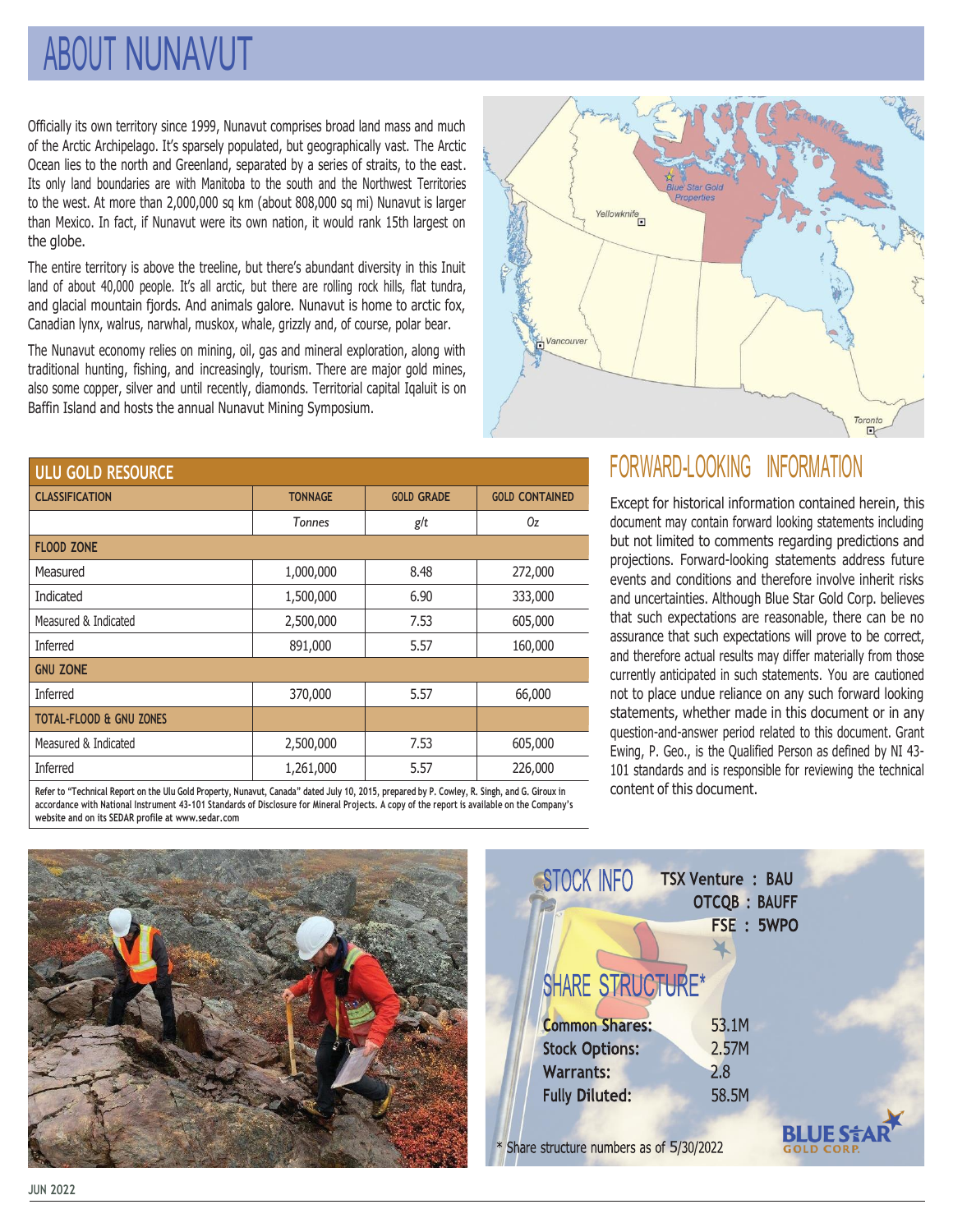# ABOUT NUNAVUT

Officially its own territory since 1999, Nunavut comprises broad land mass and much of the Arctic Archipelago. It's sparsely populated, but geographically vast. The Arctic Ocean lies to the north and Greenland, separated by a series of straits, to the east. Its only land boundaries are with Manitoba to the south and the Northwest Territories to the west. At more than 2,000,000 sq km (about 808,000 sq mi) Nunavut is larger than Mexico. In fact, if Nunavut were its own nation, it would rank 15th largest on the globe.

The entire territory is above the treeline, but there's abundant diversity in this Inuit land of about 40,000 people. It's all arctic, but there are rolling rock hills, flat tundra, and glacial mountain fjords. And animals galore. Nunavut is home to arctic fox, Canadian lynx, walrus, narwhal, muskox, whale, grizzly and, of course, polar bear.

The Nunavut economy relies on mining, oil, gas and mineral exploration, along with traditional hunting, fishing, and increasingly, tourism. There are major gold mines, also some copper, silver and until recently, diamonds. Territorial capital Iqaluit is on Baffin Island and hosts the annual Nunavut Mining Symposium.

Blue Star Gold Properties

Yellowknife

Vancouver

Toronto

## ULU GOLD RESOURCE

| CLASSIFICATION | TONNAGE | GOLD GRADE | GOLD CONTAINED |
|---|---|---|---|
| | *Tonnes* | *g/t* | *Oz* |
| **FLOOD ZONE** | | | |
| Measured | 1,000,000 | 8.48 | 272,000 |
| Indicated | 1,500,000 | 6.90 | 333,000 |
| Measured & Indicated | 2,500,000 | 7.53 | 605,000 |
| Inferred | 891,000 | 5.57 | 160,000 |
| **GNU ZONE** | | | |
| Inferred | 370,000 | 5.57 | 66,000 |
| **TOTAL-FLOOD & GNU ZONES** | | | |
| Measured & Indicated | 2,500,000 | 7.53 | 605,000 |
| Inferred | 1,261,000 | 5.57 | 226,000 |

Refer to "Technical Report on the Ulu Gold Property, Nunavut, Canada" dated July 10, 2015, prepared by P. Cowley, R. Singh, and G. Giroux in accordance with National Instrument 43-101 Standards of Disclosure for Mineral Projects. A copy of the report is available on the Company's website and on its SEDAR profile at www.sedar.com

## FORWARD-LOOKING INFORMATION

Except for historical information contained herein, this document may contain forward looking statements including but not limited to comments regarding predictions and projections. Forward-looking statements address future events and conditions and therefore involve inherit risks and uncertainties. Although Blue Star Gold Corp. believes that such expectations are reasonable, there can be no assurance that such expectations will prove to be correct, and therefore actual results may differ materially from those currently anticipated in such statements. You are cautioned not to place undue reliance on any such forward looking statements, whether made in this document or in any question-and-answer period related to this document. Grant Ewing, P. Geo., is the Qualified Person as defined by NI 43-101 standards and is responsible for reviewing the technical content of this document.

## STOCK INFO

**TSX Venture : BAU**
**OTCQB : BAUFF**
**FSE : 5WPO**

## SHARE STRUCTURE*

| | |
|---|---|
| **Common Shares:** | 53.1M |
| **Stock Options:** | 2.57M |
| **Warrants:** | 2.8 |
| **Fully Diluted:** | 58.5M |

\* Share structure numbers as of 5/30/2022

BLUE STAR GOLD CORP.

JUN 2022